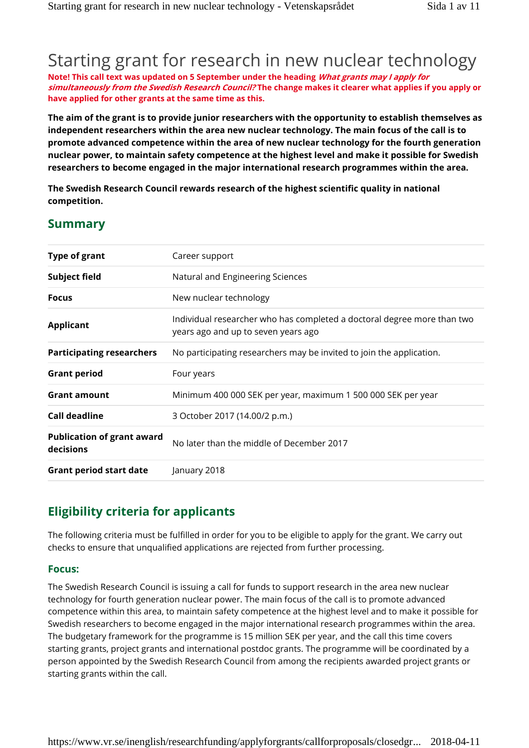# Starting grant for research in new nuclear technology

**Note! This call text was updated on 5 September under the heading *What grants may I apply for simultaneously from the Swedish Research Council?* The change makes it clearer what applies if you apply or have applied for other grants at the same time as this.**

**The aim of the grant is to provide junior researchers with the opportunity to establish themselves as independent researchers within the area new nuclear technology. The main focus of the call is to promote advanced competence within the area of new nuclear technology for the fourth generation nuclear power, to maintain safety competence at the highest level and make it possible for Swedish researchers to become engaged in the major international research programmes within the area.**

**The Swedish Research Council rewards research of the highest scientific quality in national competition.**

## Summary

| | |
|---|---|
| **Type of grant** | Career support |
| **Subject field** | Natural and Engineering Sciences |
| **Focus** | New nuclear technology |
| **Applicant** | Individual researcher who has completed a doctoral degree more than two years ago and up to seven years ago |
| **Participating researchers** | No participating researchers may be invited to join the application. |
| **Grant period** | Four years |
| **Grant amount** | Minimum 400 000 SEK per year, maximum 1 500 000 SEK per year |
| **Call deadline** | 3 October 2017 (14.00/2 p.m.) |
| **Publication of grant award decisions** | No later than the middle of December 2017 |
| **Grant period start date** | January 2018 |

## Eligibility criteria for applicants

The following criteria must be fulfilled in order for you to be eligible to apply for the grant. We carry out checks to ensure that unqualified applications are rejected from further processing.

### Focus:

The Swedish Research Council is issuing a call for funds to support research in the area new nuclear technology for fourth generation nuclear power. The main focus of the call is to promote advanced competence within this area, to maintain safety competence at the highest level and to make it possible for Swedish researchers to become engaged in the major international research programmes within the area. The budgetary framework for the programme is 15 million SEK per year, and the call this time covers starting grants, project grants and international postdoc grants. The programme will be coordinated by a person appointed by the Swedish Research Council from among the recipients awarded project grants or starting grants within the call.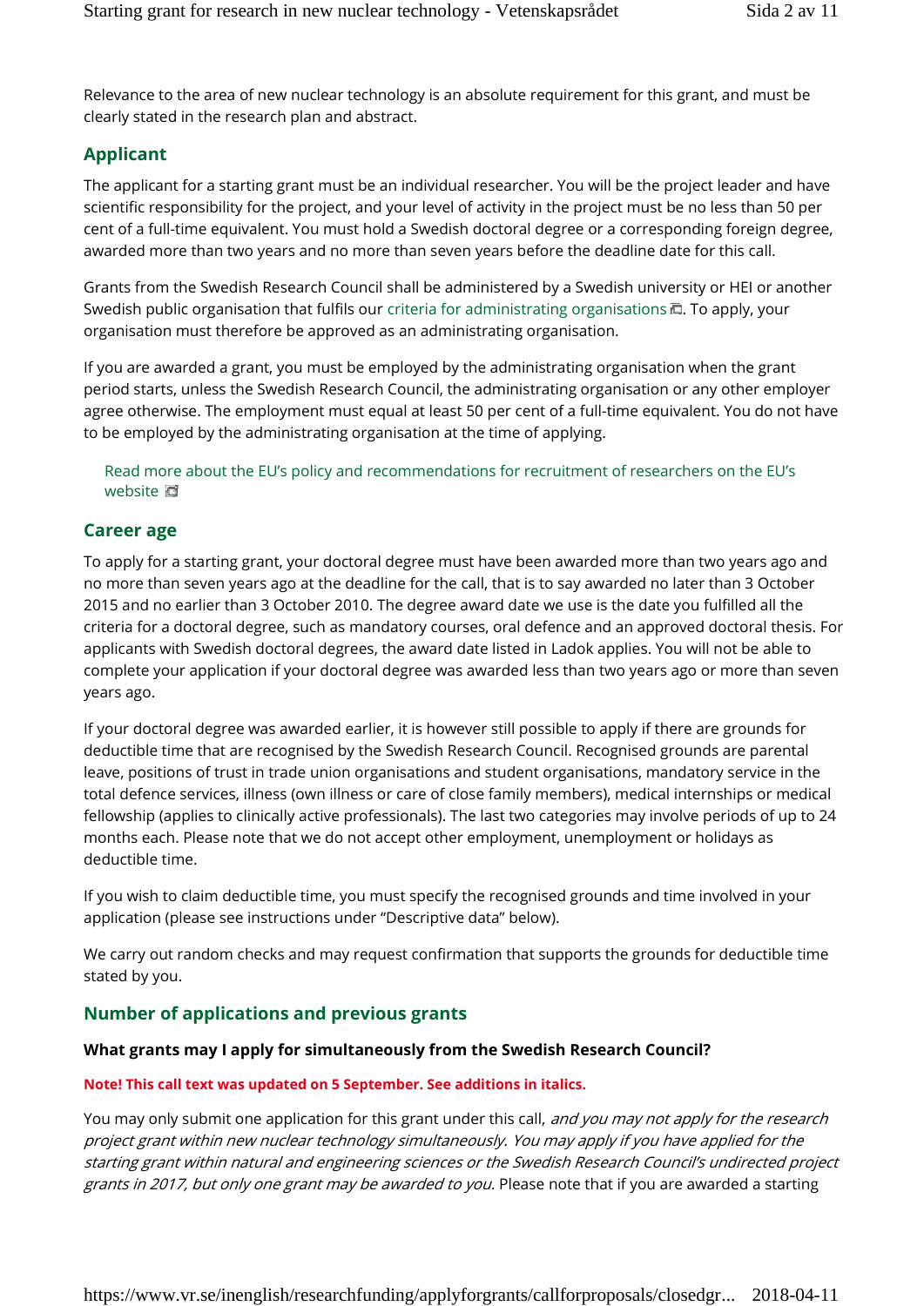Relevance to the area of new nuclear technology is an absolute requirement for this grant, and must be clearly stated in the research plan and abstract.

## Applicant

The applicant for a starting grant must be an individual researcher. You will be the project leader and have scientific responsibility for the project, and your level of activity in the project must be no less than 50 per cent of a full-time equivalent. You must hold a Swedish doctoral degree or a corresponding foreign degree, awarded more than two years and no more than seven years before the deadline date for this call.

Grants from the Swedish Research Council shall be administered by a Swedish university or HEI or another Swedish public organisation that fulfils our criteria for administrating organisations. To apply, your organisation must therefore be approved as an administrating organisation.

If you are awarded a grant, you must be employed by the administrating organisation when the grant period starts, unless the Swedish Research Council, the administrating organisation or any other employer agree otherwise. The employment must equal at least 50 per cent of a full-time equivalent. You do not have to be employed by the administrating organisation at the time of applying.

Read more about the EU's policy and recommendations for recruitment of researchers on the EU's website

## Career age

To apply for a starting grant, your doctoral degree must have been awarded more than two years ago and no more than seven years ago at the deadline for the call, that is to say awarded no later than 3 October 2015 and no earlier than 3 October 2010. The degree award date we use is the date you fulfilled all the criteria for a doctoral degree, such as mandatory courses, oral defence and an approved doctoral thesis. For applicants with Swedish doctoral degrees, the award date listed in Ladok applies. You will not be able to complete your application if your doctoral degree was awarded less than two years ago or more than seven years ago.

If your doctoral degree was awarded earlier, it is however still possible to apply if there are grounds for deductible time that are recognised by the Swedish Research Council. Recognised grounds are parental leave, positions of trust in trade union organisations and student organisations, mandatory service in the total defence services, illness (own illness or care of close family members), medical internships or medical fellowship (applies to clinically active professionals). The last two categories may involve periods of up to 24 months each. Please note that we do not accept other employment, unemployment or holidays as deductible time.

If you wish to claim deductible time, you must specify the recognised grounds and time involved in your application (please see instructions under "Descriptive data" below).

We carry out random checks and may request confirmation that supports the grounds for deductible time stated by you.

## Number of applications and previous grants

**What grants may I apply for simultaneously from the Swedish Research Council?**

**Note! This call text was updated on 5 September. See additions in italics.**

You may only submit one application for this grant under this call, *and you may not apply for the research project grant within new nuclear technology simultaneously. You may apply if you have applied for the starting grant within natural and engineering sciences or the Swedish Research Council's undirected project grants in 2017, but only one grant may be awarded to you.* Please note that if you are awarded a starting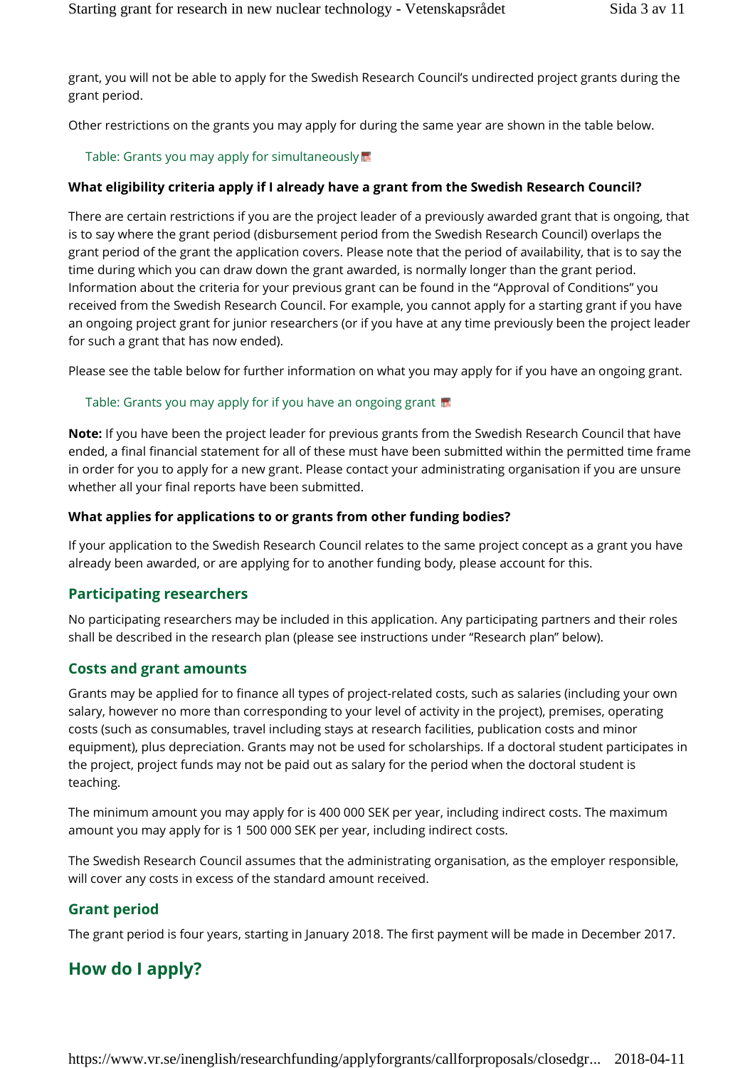grant, you will not be able to apply for the Swedish Research Council's undirected project grants during the grant period.

Other restrictions on the grants you may apply for during the same year are shown in the table below.

Table: Grants you may apply for simultaneously

**What eligibility criteria apply if I already have a grant from the Swedish Research Council?**

There are certain restrictions if you are the project leader of a previously awarded grant that is ongoing, that is to say where the grant period (disbursement period from the Swedish Research Council) overlaps the grant period of the grant the application covers. Please note that the period of availability, that is to say the time during which you can draw down the grant awarded, is normally longer than the grant period. Information about the criteria for your previous grant can be found in the "Approval of Conditions" you received from the Swedish Research Council. For example, you cannot apply for a starting grant if you have an ongoing project grant for junior researchers (or if you have at any time previously been the project leader for such a grant that has now ended).

Please see the table below for further information on what you may apply for if you have an ongoing grant.

Table: Grants you may apply for if you have an ongoing grant

**Note:** If you have been the project leader for previous grants from the Swedish Research Council that have ended, a final financial statement for all of these must have been submitted within the permitted time frame in order for you to apply for a new grant. Please contact your administrating organisation if you are unsure whether all your final reports have been submitted.

**What applies for applications to or grants from other funding bodies?**

If your application to the Swedish Research Council relates to the same project concept as a grant you have already been awarded, or are applying for to another funding body, please account for this.

### Participating researchers

No participating researchers may be included in this application. Any participating partners and their roles shall be described in the research plan (please see instructions under "Research plan" below).

### Costs and grant amounts

Grants may be applied for to finance all types of project-related costs, such as salaries (including your own salary, however no more than corresponding to your level of activity in the project), premises, operating costs (such as consumables, travel including stays at research facilities, publication costs and minor equipment), plus depreciation. Grants may not be used for scholarships. If a doctoral student participates in the project, project funds may not be paid out as salary for the period when the doctoral student is teaching.

The minimum amount you may apply for is 400 000 SEK per year, including indirect costs. The maximum amount you may apply for is 1 500 000 SEK per year, including indirect costs.

The Swedish Research Council assumes that the administrating organisation, as the employer responsible, will cover any costs in excess of the standard amount received.

### Grant period

The grant period is four years, starting in January 2018. The first payment will be made in December 2017.

## How do I apply?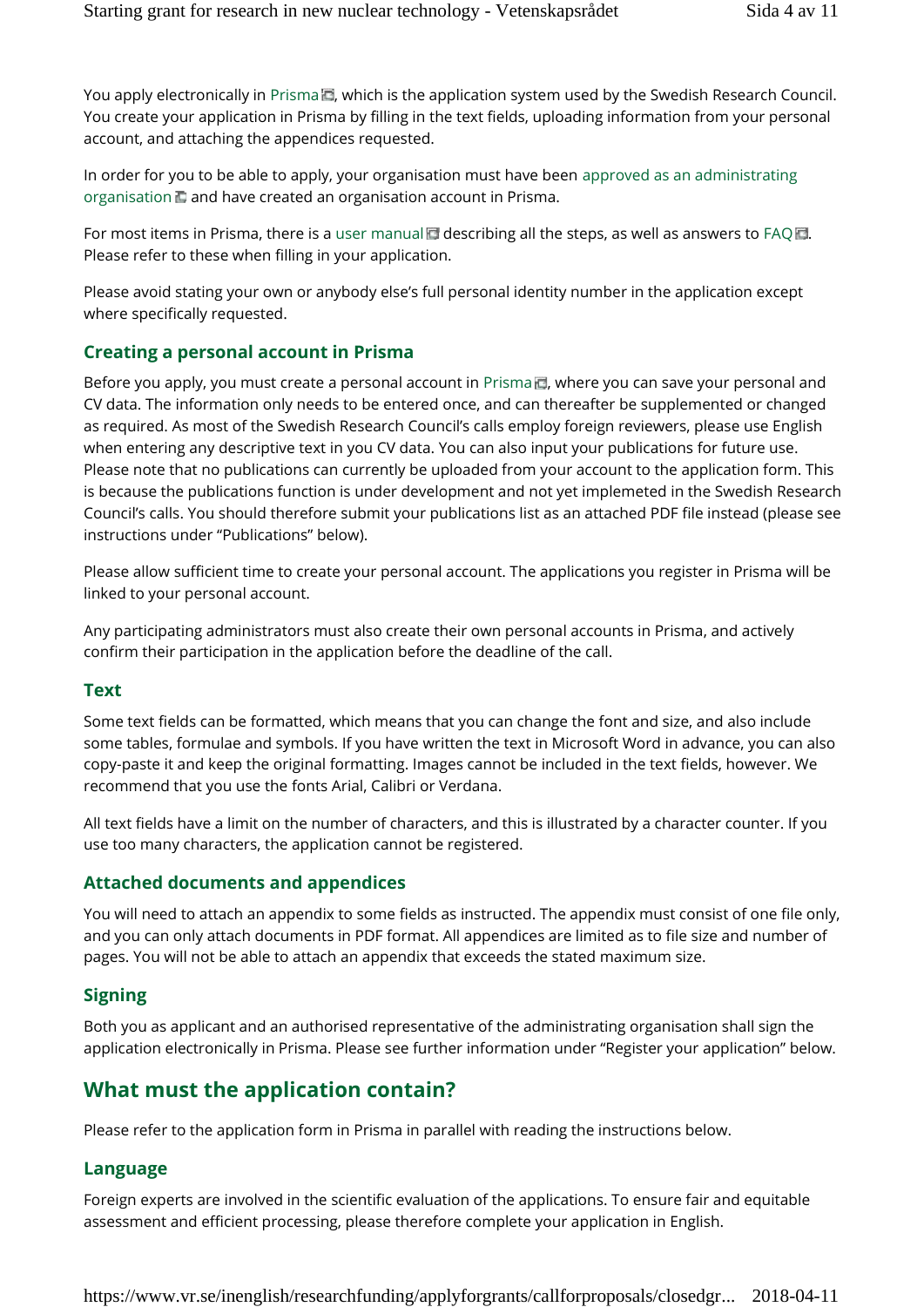You apply electronically in Prisma, which is the application system used by the Swedish Research Council. You create your application in Prisma by filling in the text fields, uploading information from your personal account, and attaching the appendices requested.

In order for you to be able to apply, your organisation must have been approved as an administrating organisation and have created an organisation account in Prisma.

For most items in Prisma, there is a user manual describing all the steps, as well as answers to FAQ. Please refer to these when filling in your application.

Please avoid stating your own or anybody else's full personal identity number in the application except where specifically requested.

### Creating a personal account in Prisma

Before you apply, you must create a personal account in Prisma, where you can save your personal and CV data. The information only needs to be entered once, and can thereafter be supplemented or changed as required. As most of the Swedish Research Council's calls employ foreign reviewers, please use English when entering any descriptive text in you CV data. You can also input your publications for future use. Please note that no publications can currently be uploaded from your account to the application form. This is because the publications function is under development and not yet implemeted in the Swedish Research Council's calls. You should therefore submit your publications list as an attached PDF file instead (please see instructions under "Publications" below).

Please allow sufficient time to create your personal account. The applications you register in Prisma will be linked to your personal account.

Any participating administrators must also create their own personal accounts in Prisma, and actively confirm their participation in the application before the deadline of the call.

### Text

Some text fields can be formatted, which means that you can change the font and size, and also include some tables, formulae and symbols. If you have written the text in Microsoft Word in advance, you can also copy-paste it and keep the original formatting. Images cannot be included in the text fields, however. We recommend that you use the fonts Arial, Calibri or Verdana.

All text fields have a limit on the number of characters, and this is illustrated by a character counter. If you use too many characters, the application cannot be registered.

### Attached documents and appendices

You will need to attach an appendix to some fields as instructed. The appendix must consist of one file only, and you can only attach documents in PDF format. All appendices are limited as to file size and number of pages. You will not be able to attach an appendix that exceeds the stated maximum size.

### Signing

Both you as applicant and an authorised representative of the administrating organisation shall sign the application electronically in Prisma. Please see further information under "Register your application" below.

## What must the application contain?

Please refer to the application form in Prisma in parallel with reading the instructions below.

### Language

Foreign experts are involved in the scientific evaluation of the applications. To ensure fair and equitable assessment and efficient processing, please therefore complete your application in English.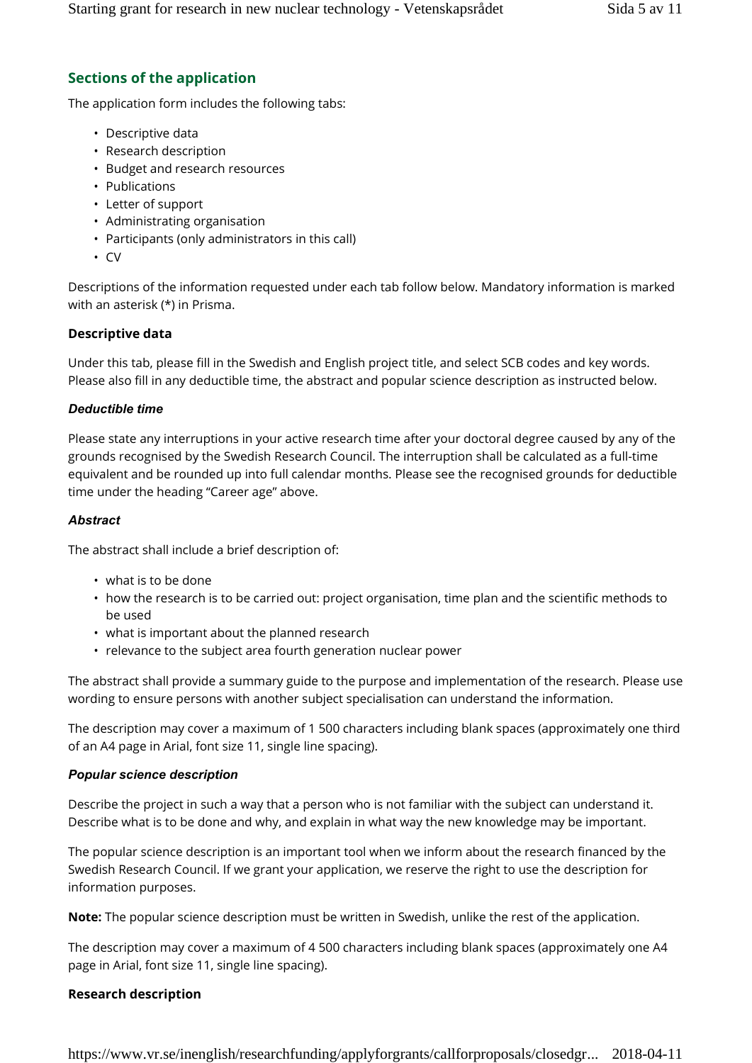## Sections of the application

The application form includes the following tabs:

- Descriptive data
- Research description
- Budget and research resources
- Publications
- Letter of support
- Administrating organisation
- Participants (only administrators in this call)
- CV

Descriptions of the information requested under each tab follow below. Mandatory information is marked with an asterisk (*) in Prisma.

### Descriptive data

Under this tab, please fill in the Swedish and English project title, and select SCB codes and key words. Please also fill in any deductible time, the abstract and popular science description as instructed below.

#### *Deductible time*

Please state any interruptions in your active research time after your doctoral degree caused by any of the grounds recognised by the Swedish Research Council. The interruption shall be calculated as a full-time equivalent and be rounded up into full calendar months. Please see the recognised grounds for deductible time under the heading “Career age” above.

#### *Abstract*

The abstract shall include a brief description of:

- what is to be done
- how the research is to be carried out: project organisation, time plan and the scientific methods to be used
- what is important about the planned research
- relevance to the subject area fourth generation nuclear power

The abstract shall provide a summary guide to the purpose and implementation of the research. Please use wording to ensure persons with another subject specialisation can understand the information.

The description may cover a maximum of 1 500 characters including blank spaces (approximately one third of an A4 page in Arial, font size 11, single line spacing).

#### *Popular science description*

Describe the project in such a way that a person who is not familiar with the subject can understand it. Describe what is to be done and why, and explain in what way the new knowledge may be important.

The popular science description is an important tool when we inform about the research financed by the Swedish Research Council. If we grant your application, we reserve the right to use the description for information purposes.

**Note:** The popular science description must be written in Swedish, unlike the rest of the application.

The description may cover a maximum of 4 500 characters including blank spaces (approximately one A4 page in Arial, font size 11, single line spacing).

### Research description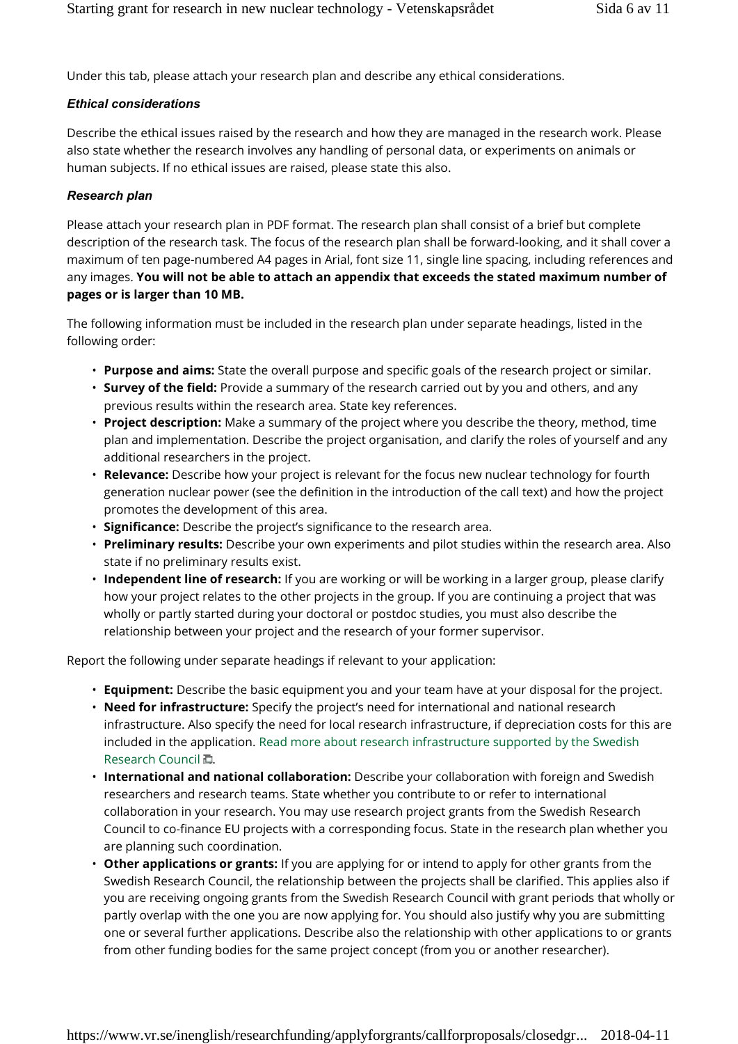Under this tab, please attach your research plan and describe any ethical considerations.

### *Ethical considerations*

Describe the ethical issues raised by the research and how they are managed in the research work. Please also state whether the research involves any handling of personal data, or experiments on animals or human subjects. If no ethical issues are raised, please state this also.

### *Research plan*

Please attach your research plan in PDF format. The research plan shall consist of a brief but complete description of the research task. The focus of the research plan shall be forward-looking, and it shall cover a maximum of ten page-numbered A4 pages in Arial, font size 11, single line spacing, including references and any images. **You will not be able to attach an appendix that exceeds the stated maximum number of pages or is larger than 10 MB.**

The following information must be included in the research plan under separate headings, listed in the following order:

- **Purpose and aims:** State the overall purpose and specific goals of the research project or similar.
- **Survey of the field:** Provide a summary of the research carried out by you and others, and any previous results within the research area. State key references.
- **Project description:** Make a summary of the project where you describe the theory, method, time plan and implementation. Describe the project organisation, and clarify the roles of yourself and any additional researchers in the project.
- **Relevance:** Describe how your project is relevant for the focus new nuclear technology for fourth generation nuclear power (see the definition in the introduction of the call text) and how the project promotes the development of this area.
- **Significance:** Describe the project's significance to the research area.
- **Preliminary results:** Describe your own experiments and pilot studies within the research area. Also state if no preliminary results exist.
- **Independent line of research:** If you are working or will be working in a larger group, please clarify how your project relates to the other projects in the group. If you are continuing a project that was wholly or partly started during your doctoral or postdoc studies, you must also describe the relationship between your project and the research of your former supervisor.

Report the following under separate headings if relevant to your application:

- **Equipment:** Describe the basic equipment you and your team have at your disposal for the project.
- **Need for infrastructure:** Specify the project's need for international and national research infrastructure. Also specify the need for local research infrastructure, if depreciation costs for this are included in the application. Read more about research infrastructure supported by the Swedish Research Council.
- **International and national collaboration:** Describe your collaboration with foreign and Swedish researchers and research teams. State whether you contribute to or refer to international collaboration in your research. You may use research project grants from the Swedish Research Council to co-finance EU projects with a corresponding focus. State in the research plan whether you are planning such coordination.
- **Other applications or grants:** If you are applying for or intend to apply for other grants from the Swedish Research Council, the relationship between the projects shall be clarified. This applies also if you are receiving ongoing grants from the Swedish Research Council with grant periods that wholly or partly overlap with the one you are now applying for. You should also justify why you are submitting one or several further applications. Describe also the relationship with other applications to or grants from other funding bodies for the same project concept (from you or another researcher).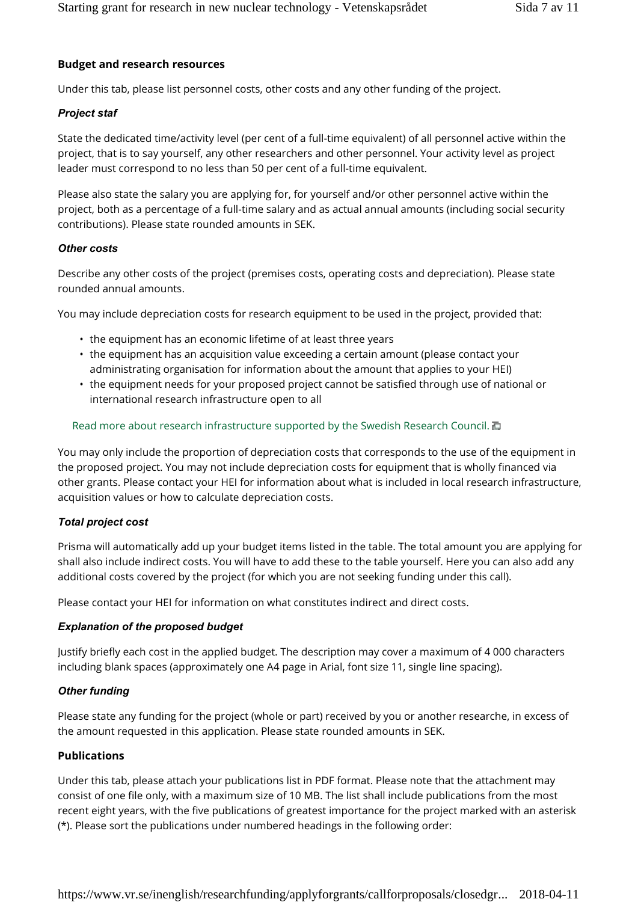## Budget and research resources

Under this tab, please list personnel costs, other costs and any other funding of the project.

### *Project staf*

State the dedicated time/activity level (per cent of a full-time equivalent) of all personnel active within the project, that is to say yourself, any other researchers and other personnel. Your activity level as project leader must correspond to no less than 50 per cent of a full-time equivalent.

Please also state the salary you are applying for, for yourself and/or other personnel active within the project, both as a percentage of a full-time salary and as actual annual amounts (including social security contributions). Please state rounded amounts in SEK.

### *Other costs*

Describe any other costs of the project (premises costs, operating costs and depreciation). Please state rounded annual amounts.

You may include depreciation costs for research equipment to be used in the project, provided that:

- the equipment has an economic lifetime of at least three years
- the equipment has an acquisition value exceeding a certain amount (please contact your administrating organisation for information about the amount that applies to your HEI)
- the equipment needs for your proposed project cannot be satisfied through use of national or international research infrastructure open to all

Read more about research infrastructure supported by the Swedish Research Council.

You may only include the proportion of depreciation costs that corresponds to the use of the equipment in the proposed project. You may not include depreciation costs for equipment that is wholly financed via other grants. Please contact your HEI for information about what is included in local research infrastructure, acquisition values or how to calculate depreciation costs.

### *Total project cost*

Prisma will automatically add up your budget items listed in the table. The total amount you are applying for shall also include indirect costs. You will have to add these to the table yourself. Here you can also add any additional costs covered by the project (for which you are not seeking funding under this call).

Please contact your HEI for information on what constitutes indirect and direct costs.

### *Explanation of the proposed budget*

Justify briefly each cost in the applied budget. The description may cover a maximum of 4 000 characters including blank spaces (approximately one A4 page in Arial, font size 11, single line spacing).

### *Other funding*

Please state any funding for the project (whole or part) received by you or another researche, in excess of the amount requested in this application. Please state rounded amounts in SEK.

## Publications

Under this tab, please attach your publications list in PDF format. Please note that the attachment may consist of one file only, with a maximum size of 10 MB. The list shall include publications from the most recent eight years, with the five publications of greatest importance for the project marked with an asterisk (*). Please sort the publications under numbered headings in the following order: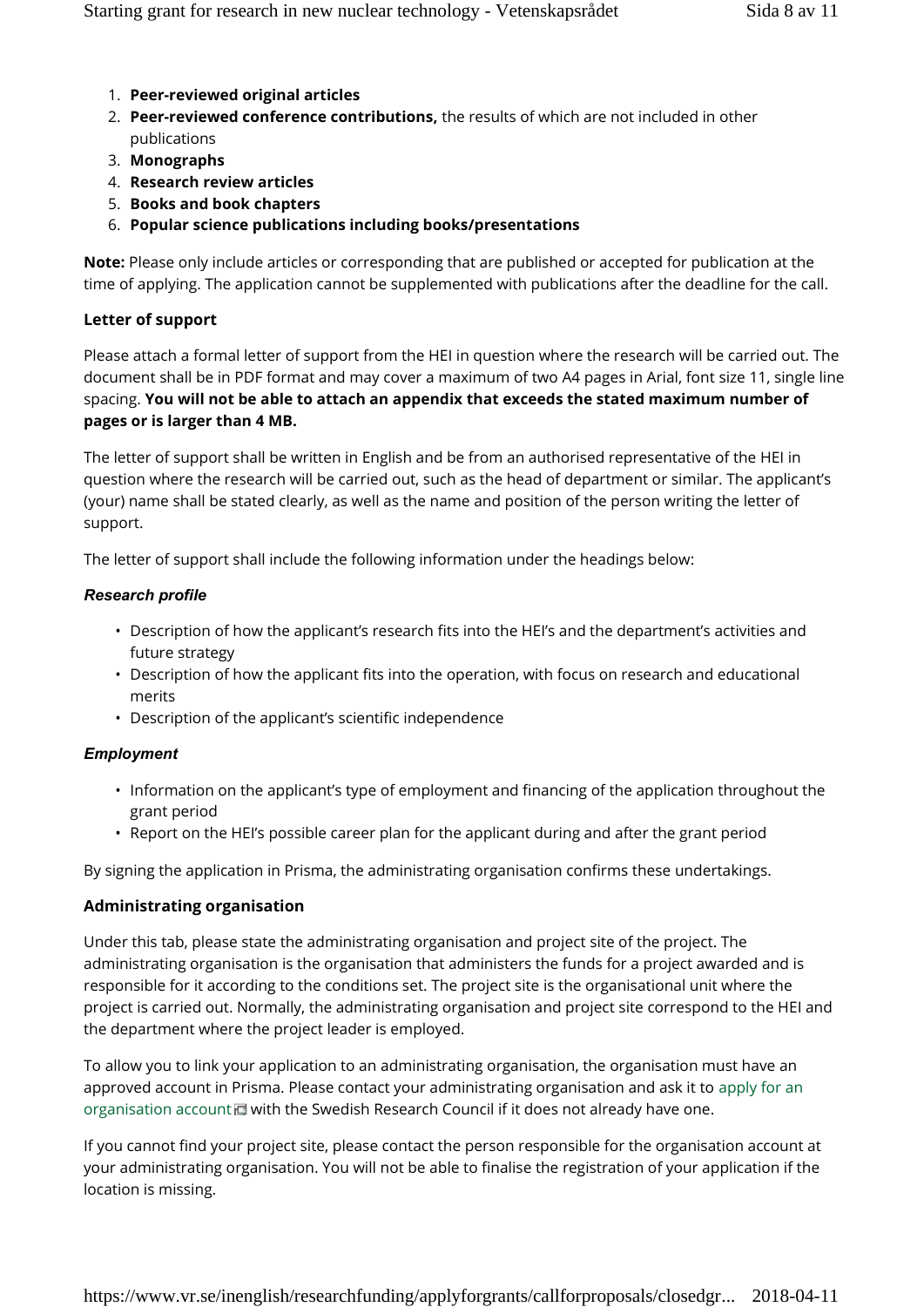1. **Peer-reviewed original articles**
2. **Peer-reviewed conference contributions,** the results of which are not included in other publications
3. **Monographs**
4. **Research review articles**
5. **Books and book chapters**
6. **Popular science publications including books/presentations**

**Note:** Please only include articles or corresponding that are published or accepted for publication at the time of applying. The application cannot be supplemented with publications after the deadline for the call.

### Letter of support

Please attach a formal letter of support from the HEI in question where the research will be carried out. The document shall be in PDF format and may cover a maximum of two A4 pages in Arial, font size 11, single line spacing. **You will not be able to attach an appendix that exceeds the stated maximum number of pages or is larger than 4 MB.**

The letter of support shall be written in English and be from an authorised representative of the HEI in question where the research will be carried out, such as the head of department or similar. The applicant's (your) name shall be stated clearly, as well as the name and position of the person writing the letter of support.

The letter of support shall include the following information under the headings below:

#### *Research profile*

- Description of how the applicant's research fits into the HEI's and the department's activities and future strategy
- Description of how the applicant fits into the operation, with focus on research and educational merits
- Description of the applicant's scientific independence

#### *Employment*

- Information on the applicant's type of employment and financing of the application throughout the grant period
- Report on the HEI's possible career plan for the applicant during and after the grant period

By signing the application in Prisma, the administrating organisation confirms these undertakings.

### Administrating organisation

Under this tab, please state the administrating organisation and project site of the project. The administrating organisation is the organisation that administers the funds for a project awarded and is responsible for it according to the conditions set. The project site is the organisational unit where the project is carried out. Normally, the administrating organisation and project site correspond to the HEI and the department where the project leader is employed.

To allow you to link your application to an administrating organisation, the organisation must have an approved account in Prisma. Please contact your administrating organisation and ask it to apply for an organisation account with the Swedish Research Council if it does not already have one.

If you cannot find your project site, please contact the person responsible for the organisation account at your administrating organisation. You will not be able to finalise the registration of your application if the location is missing.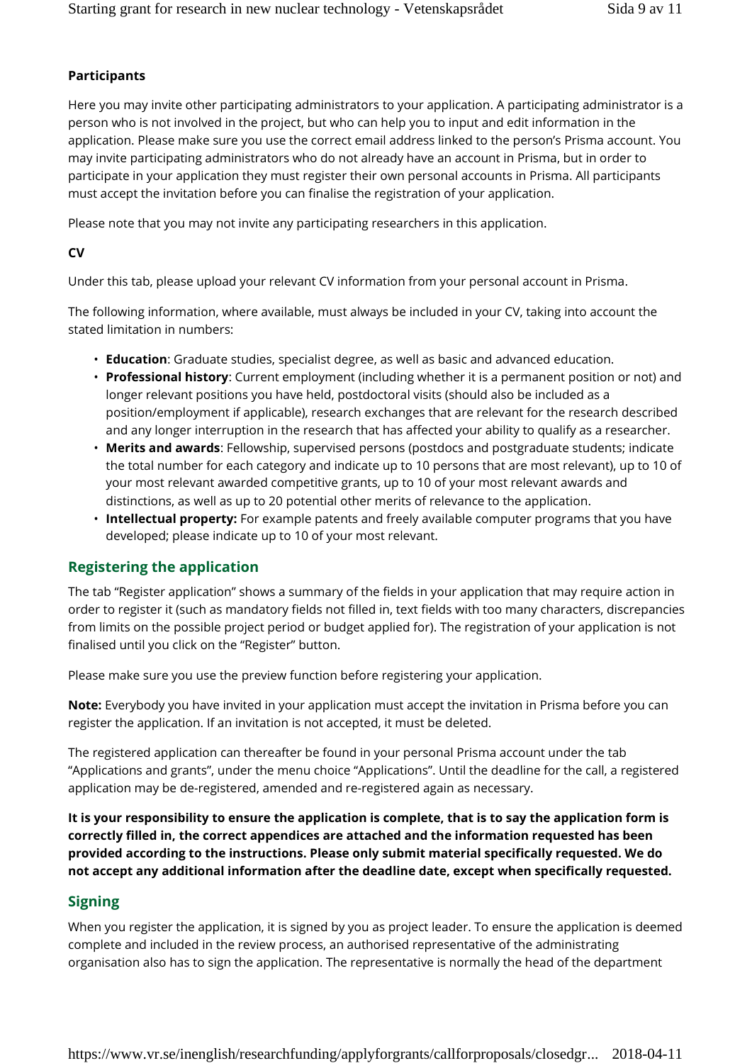**Participants**

Here you may invite other participating administrators to your application. A participating administrator is a person who is not involved in the project, but who can help you to input and edit information in the application. Please make sure you use the correct email address linked to the person's Prisma account. You may invite participating administrators who do not already have an account in Prisma, but in order to participate in your application they must register their own personal accounts in Prisma. All participants must accept the invitation before you can finalise the registration of your application.

Please note that you may not invite any participating researchers in this application.

**CV**

Under this tab, please upload your relevant CV information from your personal account in Prisma.

The following information, where available, must always be included in your CV, taking into account the stated limitation in numbers:

- **Education**: Graduate studies, specialist degree, as well as basic and advanced education.
- **Professional history**: Current employment (including whether it is a permanent position or not) and longer relevant positions you have held, postdoctoral visits (should also be included as a position/employment if applicable), research exchanges that are relevant for the research described and any longer interruption in the research that has affected your ability to qualify as a researcher.
- **Merits and awards**: Fellowship, supervised persons (postdocs and postgraduate students; indicate the total number for each category and indicate up to 10 persons that are most relevant), up to 10 of your most relevant awarded competitive grants, up to 10 of your most relevant awards and distinctions, as well as up to 20 potential other merits of relevance to the application.
- **Intellectual property:** For example patents and freely available computer programs that you have developed; please indicate up to 10 of your most relevant.

## Registering the application

The tab "Register application" shows a summary of the fields in your application that may require action in order to register it (such as mandatory fields not filled in, text fields with too many characters, discrepancies from limits on the possible project period or budget applied for). The registration of your application is not finalised until you click on the "Register" button.

Please make sure you use the preview function before registering your application.

**Note:** Everybody you have invited in your application must accept the invitation in Prisma before you can register the application. If an invitation is not accepted, it must be deleted.

The registered application can thereafter be found in your personal Prisma account under the tab "Applications and grants", under the menu choice "Applications". Until the deadline for the call, a registered application may be de-registered, amended and re-registered again as necessary.

**It is your responsibility to ensure the application is complete, that is to say the application form is correctly filled in, the correct appendices are attached and the information requested has been provided according to the instructions. Please only submit material specifically requested. We do not accept any additional information after the deadline date, except when specifically requested.**

## Signing

When you register the application, it is signed by you as project leader. To ensure the application is deemed complete and included in the review process, an authorised representative of the administrating organisation also has to sign the application. The representative is normally the head of the department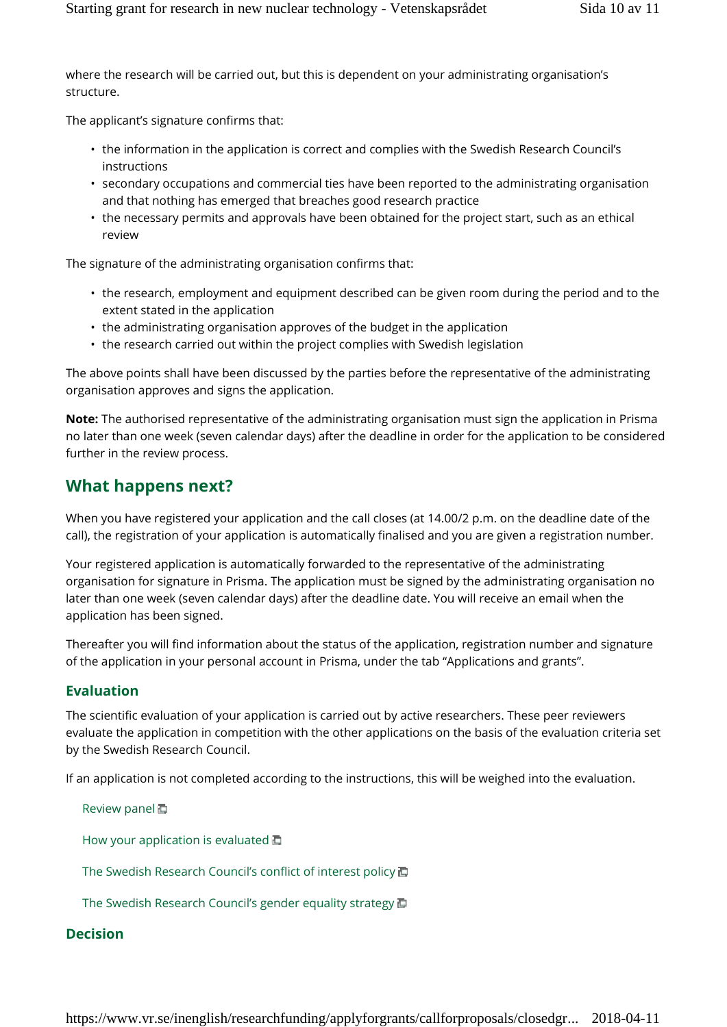where the research will be carried out, but this is dependent on your administrating organisation's structure.

The applicant's signature confirms that:

- the information in the application is correct and complies with the Swedish Research Council's instructions
- secondary occupations and commercial ties have been reported to the administrating organisation and that nothing has emerged that breaches good research practice
- the necessary permits and approvals have been obtained for the project start, such as an ethical review

The signature of the administrating organisation confirms that:

- the research, employment and equipment described can be given room during the period and to the extent stated in the application
- the administrating organisation approves of the budget in the application
- the research carried out within the project complies with Swedish legislation

The above points shall have been discussed by the parties before the representative of the administrating organisation approves and signs the application.

**Note:** The authorised representative of the administrating organisation must sign the application in Prisma no later than one week (seven calendar days) after the deadline in order for the application to be considered further in the review process.

## What happens next?

When you have registered your application and the call closes (at 14.00/2 p.m. on the deadline date of the call), the registration of your application is automatically finalised and you are given a registration number.

Your registered application is automatically forwarded to the representative of the administrating organisation for signature in Prisma. The application must be signed by the administrating organisation no later than one week (seven calendar days) after the deadline date. You will receive an email when the application has been signed.

Thereafter you will find information about the status of the application, registration number and signature of the application in your personal account in Prisma, under the tab "Applications and grants".

### Evaluation

The scientific evaluation of your application is carried out by active researchers. These peer reviewers evaluate the application in competition with the other applications on the basis of the evaluation criteria set by the Swedish Research Council.

If an application is not completed according to the instructions, this will be weighed into the evaluation.

Review panel

How your application is evaluated

The Swedish Research Council's conflict of interest policy

The Swedish Research Council's gender equality strategy

### Decision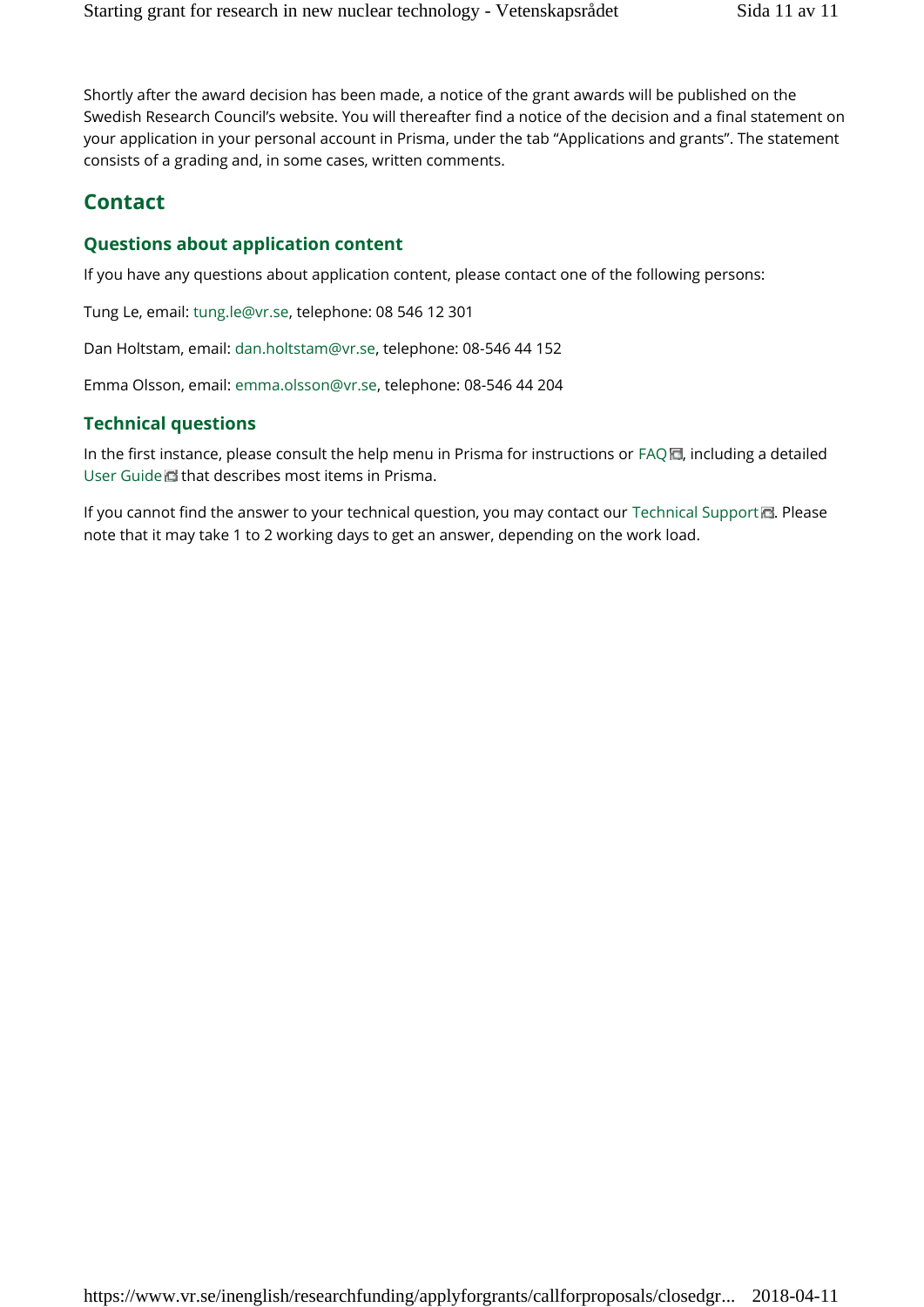Shortly after the award decision has been made, a notice of the grant awards will be published on the Swedish Research Council's website. You will thereafter find a notice of the decision and a final statement on your application in your personal account in Prisma, under the tab "Applications and grants". The statement consists of a grading and, in some cases, written comments.

## Contact

### Questions about application content

If you have any questions about application content, please contact one of the following persons:

Tung Le, email: tung.le@vr.se, telephone: 08 546 12 301

Dan Holtstam, email: dan.holtstam@vr.se, telephone: 08-546 44 152

Emma Olsson, email: emma.olsson@vr.se, telephone: 08-546 44 204

### Technical questions

In the first instance, please consult the help menu in Prisma for instructions or FAQ, including a detailed User Guide that describes most items in Prisma.

If you cannot find the answer to your technical question, you may contact our Technical Support. Please note that it may take 1 to 2 working days to get an answer, depending on the work load.